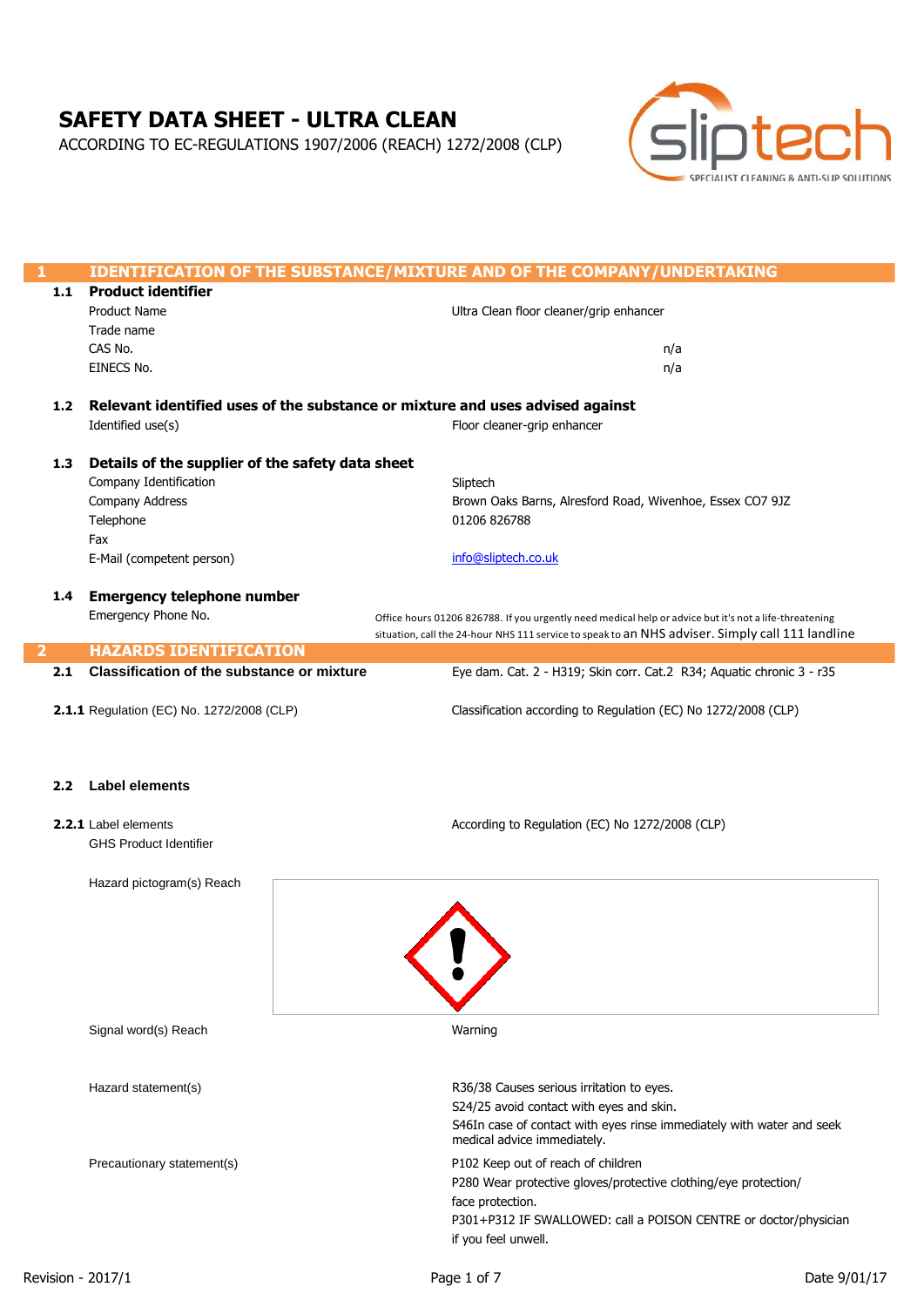# SAFETY DATA SHEET - ULTRA CLEAN

ACCORDING TO EC-REGULATIONS 1907/2006 (REACH) 1272/2008 (CLP)

sliptech
SPECIALIST CLEANING & ANTI-SLIP SOLUTIONS

## 1 IDENTIFICATION OF THE SUBSTANCE/MIXTURE AND OF THE COMPANY/UNDERTAKING

### 1.1 Product identifier

| | |
|---|---|
| Product Name | Ultra Clean floor cleaner/grip enhancer |
| Trade name | |
| CAS No. | n/a |
| EINECS No. | n/a |

### 1.2 Relevant identified uses of the substance or mixture and uses advised against

| | |
|---|---|
| Identified use(s) | Floor cleaner-grip enhancer |

### 1.3 Details of the supplier of the safety data sheet

| | |
|---|---|
| Company Identification | Sliptech |
| Company Address | Brown Oaks Barns, Alresford Road, Wivenhoe, Essex CO7 9JZ |
| Telephone | 01206 826788 |
| Fax | |
| E-Mail (competent person) | info@sliptech.co.uk |

### 1.4 Emergency telephone number

| | |
|---|---|
| Emergency Phone No. | Office hours 01206 826788. If you urgently need medical help or advice but it's not a life-threatening situation, call the 24-hour NHS 111 service to speak to an NHS adviser. Simply call 111 landline |

## 2 HAZARDS IDENTIFICATION

### 2.1 Classification of the substance or mixture

Eye dam. Cat. 2 - H319; Skin corr. Cat.2 R34; Aquatic chronic 3 - r35

**2.1.1** Regulation (EC) No. 1272/2008 (CLP) — Classification according to Regulation (EC) No 1272/2008 (CLP)

### 2.2 Label elements

**2.2.1** Label elements — According to Regulation (EC) No 1272/2008 (CLP)

GHS Product Identifier

Hazard pictogram(s) Reach

Signal word(s) Reach: Warning

Hazard statement(s):

R36/38 Causes serious irritation to eyes.
S24/25 avoid contact with eyes and skin.
S46In case of contact with eyes rinse immediately with water and seek medical advice immediately.

Precautionary statement(s):

P102 Keep out of reach of children
P280 Wear protective gloves/protective clothing/eye protection/ face protection.
P301+P312 IF SWALLOWED: call a POISON CENTRE or doctor/physician if you feel unwell.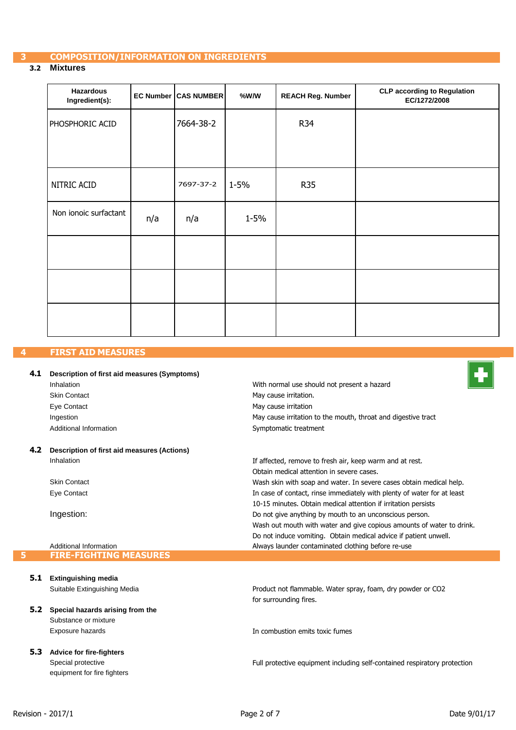## 3 COMPOSITION/INFORMATION ON INGREDIENTS

### 3.2 Mixtures

| Hazardous Ingredient(s): | EC Number | CAS NUMBER | %W/W | REACH Reg. Number | CLP according to Regulation EC/1272/2008 |
|---|---|---|---|---|---|
| PHOSPHORIC ACID | | 7664-38-2 | | R34 | |
| NITRIC ACID | | 7697-37-2 | 1-5% | R35 | |
| Non ionoic surfactant | n/a | n/a | 1-5% | | |
| | | | | | |
| | | | | | |
| | | | | | |

## 4 FIRST AID MEASURES

### 4.1 Description of first aid measures (Symptoms)

Inhalation: With normal use should not present a hazard

Skin Contact: May cause irritation.

Eye Contact: May cause irritation

Ingestion: May cause irritation to the mouth, throat and digestive tract

Additional Information: Symptomatic treatment

### 4.2 Description of first aid measures (Actions)

Inhalation: If affected, remove to fresh air, keep warm and at rest. Obtain medical attention in severe cases.

Skin Contact: Wash skin with soap and water. In severe cases obtain medical help.

Eye Contact: In case of contact, rinse immediately with plenty of water for at least 10-15 minutes. Obtain medical attention if irritation persists

Ingestion: Do not give anything by mouth to an unconscious person. Wash out mouth with water and give copious amounts of water to drink. Do not induce vomiting. Obtain medical advice if patient unwell.

Additional Information: Always launder contaminated clothing before re-use

## 5 FIRE-FIGHTING MEASURES

### 5.1 Extinguishing media

Suitable Extinguishing Media: Product not flammable. Water spray, foam, dry powder or CO2 for surrounding fires.

### 5.2 Special hazards arising from the Substance or mixture

Exposure hazards: In combustion emits toxic fumes

### 5.3 Advice for fire-fighters

Special protective equipment for fire fighters: Full protective equipment including self-contained respiratory protection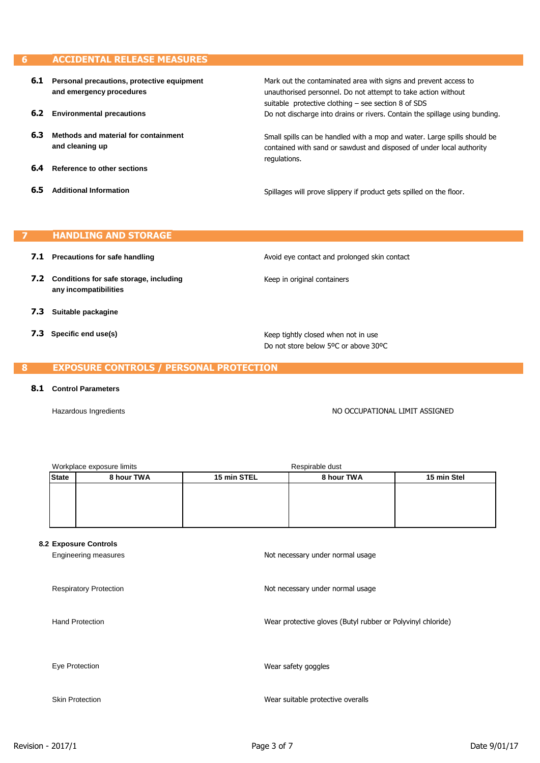## 6 ACCIDENTAL RELEASE MEASURES

**6.1 Personal precautions, protective equipment and emergency procedures**

Mark out the contaminated area with signs and prevent access to unauthorised personnel. Do not attempt to take action without suitable protective clothing – see section 8 of SDS

**6.2 Environmental precautions**

Do not discharge into drains or rivers. Contain the spillage using bunding.

**6.3 Methods and material for containment and cleaning up**

Small spills can be handled with a mop and water. Large spills should be contained with sand or sawdust and disposed of under local authority regulations.

**6.4 Reference to other sections**

**6.5 Additional Information**

Spillages will prove slippery if product gets spilled on the floor.

## 7 HANDLING AND STORAGE

**7.1 Precautions for safe handling**

Avoid eye contact and prolonged skin contact

**7.2 Conditions for safe storage, including any incompatibilities**

Keep in original containers

**7.3 Suitable packagine**

**7.3 Specific end use(s)**

Keep tightly closed when not in use
Do not store below 5ºC or above 30ºC

## 8 EXPOSURE CONTROLS / PERSONAL PROTECTION

**8.1 Control Parameters**

Hazardous Ingredients — NO OCCUPATIONAL LIMIT ASSIGNED

| Workplace exposure limits | | | Respirable dust | |
|---|---|---|---|---|
| **State** | **8 hour TWA** | **15 min STEL** | **8 hour TWA** | **15 min Stel** |
| | | | | |

**8.2 Exposure Controls**

Engineering measures — Not necessary under normal usage

Respiratory Protection — Not necessary under normal usage

Hand Protection — Wear protective gloves (Butyl rubber or Polyvinyl chloride)

Eye Protection — Wear safety goggles

Skin Protection — Wear suitable protective overalls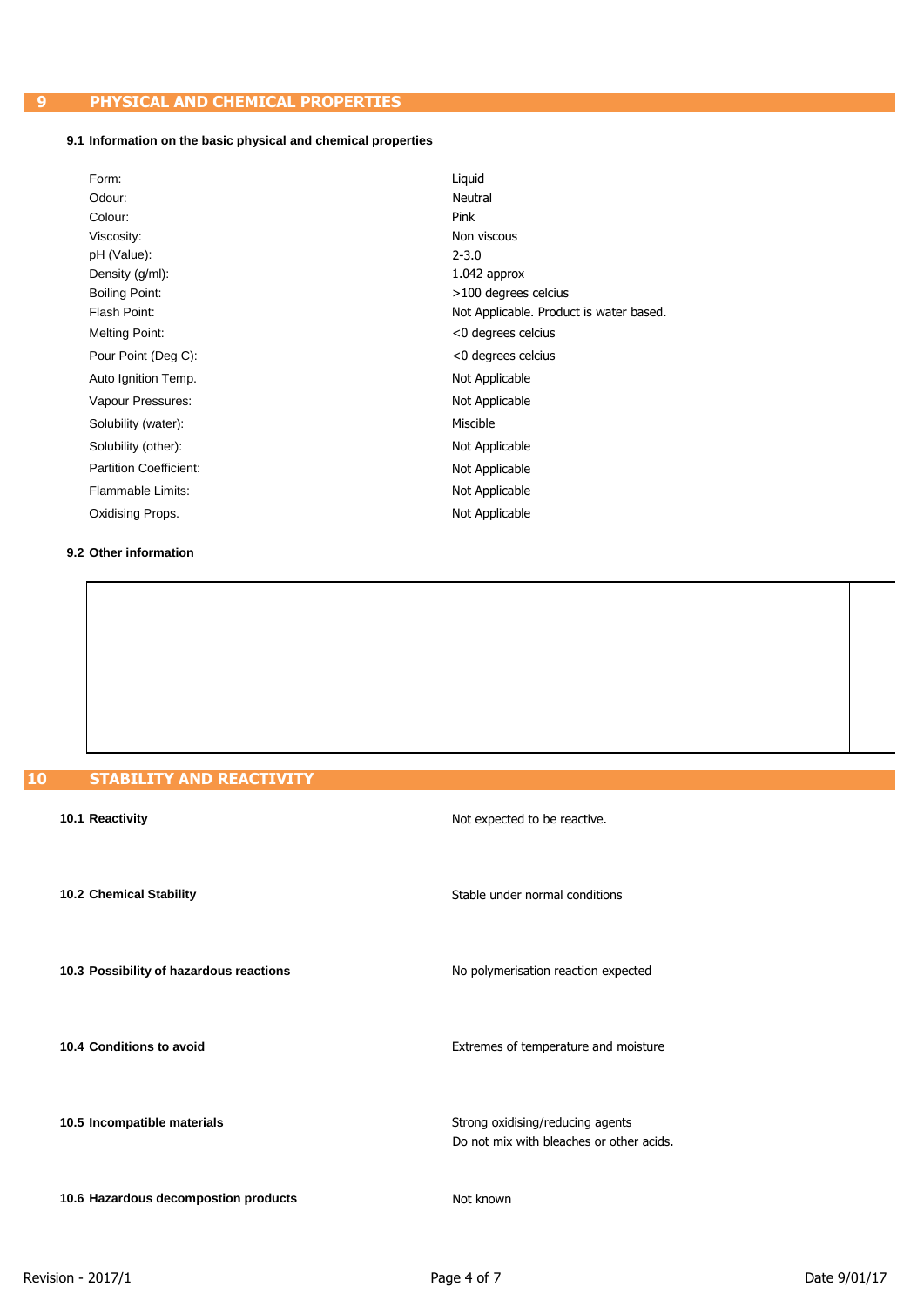## 9 PHYSICAL AND CHEMICAL PROPERTIES

**9.1 Information on the basic physical and chemical properties**

| Property | Value |
|---|---|
| Form: | Liquid |
| Odour: | Neutral |
| Colour: | Pink |
| Viscosity: | Non viscous |
| pH (Value): | 2-3.0 |
| Density (g/ml): | 1.042 approx |
| Boiling Point: | >100 degrees celcius |
| Flash Point: | Not Applicable. Product is water based. |
| Melting Point: | <0 degrees celcius |
| Pour Point (Deg C): | <0 degrees celcius |
| Auto Ignition Temp. | Not Applicable |
| Vapour Pressures: | Not Applicable |
| Solubility (water): | Miscible |
| Solubility (other): | Not Applicable |
| Partition Coefficient: | Not Applicable |
| Flammable Limits: | Not Applicable |
| Oxidising Props. | Not Applicable |

**9.2 Other information**

## 10 STABILITY AND REACTIVITY

| | |
|---|---|
| **10.1 Reactivity** | Not expected to be reactive. |
| **10.2 Chemical Stability** | Stable under normal conditions |
| **10.3 Possibility of hazardous reactions** | No polymerisation reaction expected |
| **10.4 Conditions to avoid** | Extremes of temperature and moisture |
| **10.5 Incompatible materials** | Strong oxidising/reducing agents<br>Do not mix with bleaches or other acids. |
| **10.6 Hazardous decompostion products** | Not known |

Revision - 2017/1 Date 9/01/17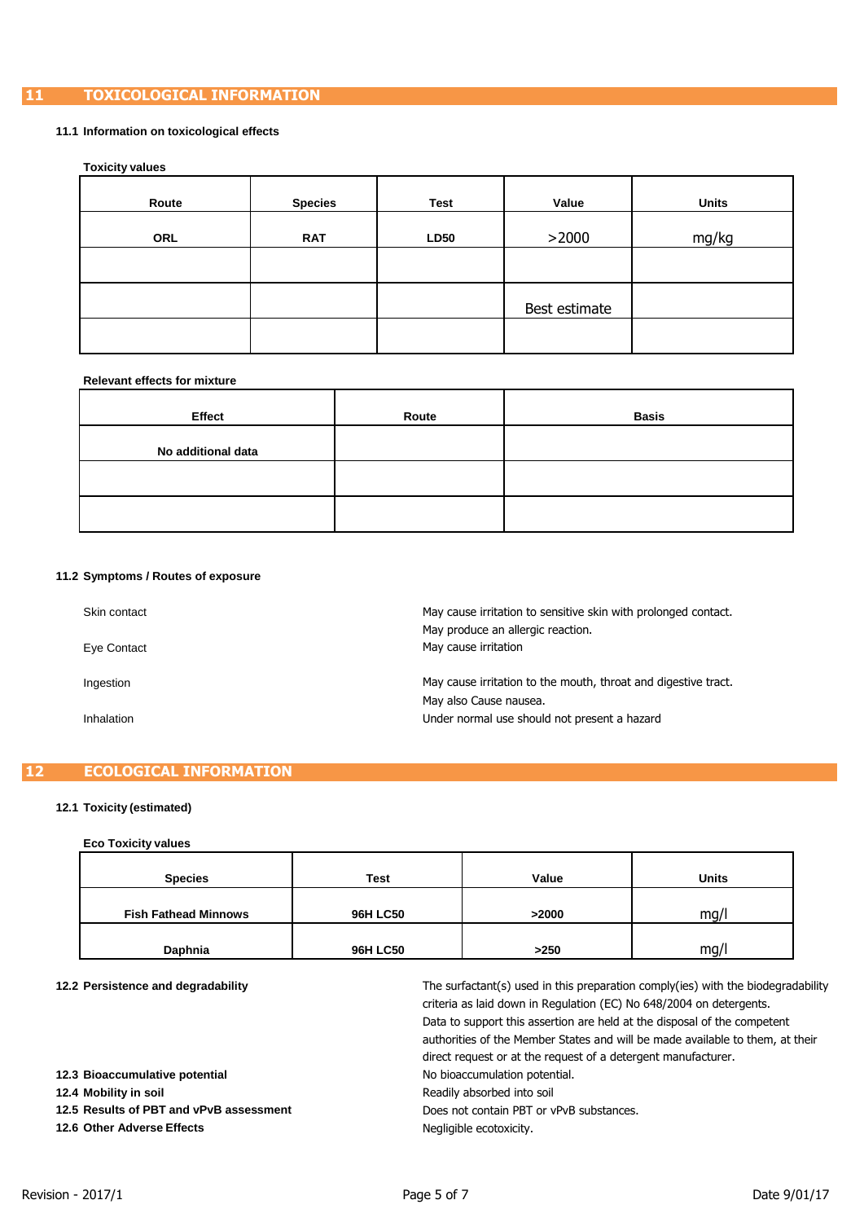## 11 TOXICOLOGICAL INFORMATION

### 11.1 Information on toxicological effects

**Toxicity values**

| Route | Species | Test | Value | Units |
|---|---|---|---|---|
| ORL | RAT | LD50 | >2000 | mg/kg |
| | | | | |
| | | | Best estimate | |
| | | | | |

**Relevant effects for mixture**

| Effect | Route | Basis |
|---|---|---|
| No additional data | | |
| | | |
| | | |

### 11.2 Symptoms / Routes of exposure

| | |
|---|---|
| Skin contact | May cause irritation to sensitive skin with prolonged contact. May produce an allergic reaction. |
| Eye Contact | May cause irritation |
| Ingestion | May cause irritation to the mouth, throat and digestive tract. May also Cause nausea. |
| Inhalation | Under normal use should not present a hazard |

## 12 ECOLOGICAL INFORMATION

### 12.1 Toxicity (estimated)

**Eco Toxicity values**

| Species | Test | Value | Units |
|---|---|---|---|
| Fish Fathead Minnows | 96H LC50 | >2000 | mg/l |
| Daphnia | 96H LC50 | >250 | mg/l |

**12.2 Persistence and degradability**
The surfactant(s) used in this preparation comply(ies) with the biodegradability criteria as laid down in Regulation (EC) No 648/2004 on detergents. Data to support this assertion are held at the disposal of the competent authorities of the Member States and will be made available to them, at their direct request or at the request of a detergent manufacturer.

**12.3 Bioaccumulative potential**
No bioaccumulation potential.

**12.4 Mobility in soil**
Readily absorbed into soil

**12.5 Results of PBT and vPvB assessment**
Does not contain PBT or vPvB substances.

**12.6 Other Adverse Effects**
Negligible ecotoxicity.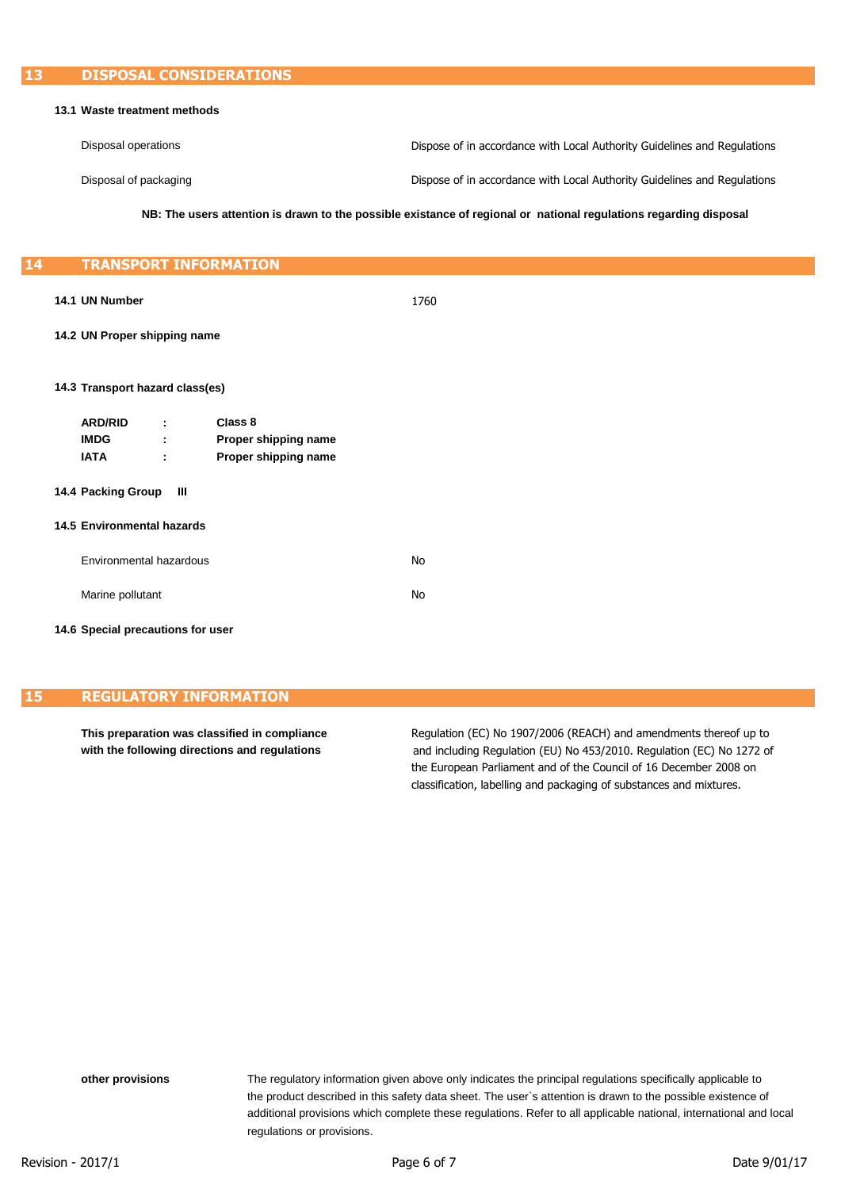## 13 DISPOSAL CONSIDERATIONS

**13.1 Waste treatment methods**

| | |
|---|---|
| Disposal operations | Dispose of in accordance with Local Authority Guidelines and Regulations |
| Disposal of packaging | Dispose of in accordance with Local Authority Guidelines and Regulations |

**NB: The users attention is drawn to the possible existance of regional or national regulations regarding disposal**

## 14 TRANSPORT INFORMATION

**14.1 UN Number** 1760

**14.2 UN Proper shipping name**

**14.3 Transport hazard class(es)**

| | | |
|---|---|---|
| **ARD/RID** | **:** | **Class 8** |
| **IMDG** | **:** | **Proper shipping name** |
| **IATA** | **:** | **Proper shipping name** |

**14.4 Packing Group III**

**14.5 Environmental hazards**

| | |
|---|---|
| Environmental hazardous | No |
| Marine pollutant | No |

**14.6 Special precautions for user**

## 15 REGULATORY INFORMATION

**This preparation was classified in compliance with the following directions and regulations**

Regulation (EC) No 1907/2006 (REACH) and amendments thereof up to and including Regulation (EU) No 453/2010. Regulation (EC) No 1272 of the European Parliament and of the Council of 16 December 2008 on classification, labelling and packaging of substances and mixtures.

**other provisions**

The regulatory information given above only indicates the principal regulations specifically applicable to the product described in this safety data sheet. The user`s attention is drawn to the possible existence of additional provisions which complete these regulations. Refer to all applicable national, international and local regulations or provisions.

Revision - 2017/1

Date 9/01/17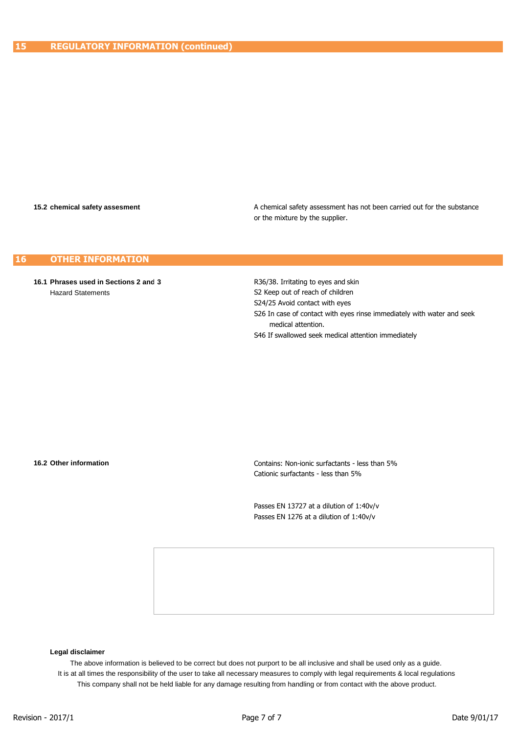## 15 REGULATORY INFORMATION (continued)

**15.2 chemical safety assesment**

A chemical safety assessment has not been carried out for the substance or the mixture by the supplier.

## 16 OTHER INFORMATION

**16.1 Phrases used in Sections 2 and 3**

Hazard Statements

R36/38. Irritating to eyes and skin
S2 Keep out of reach of children
S24/25 Avoid contact with eyes
S26 In case of contact with eyes rinse immediately with water and seek medical attention.
S46 If swallowed seek medical attention immediately

**16.2 Other information**

Contains: Non-ionic surfactants - less than 5%
Cationic surfactants - less than 5%

Passes EN 13727 at a dilution of 1:40v/v
Passes EN 1276 at a dilution of 1:40v/v

**Legal disclaimer**

The above information is believed to be correct but does not purport to be all inclusive and shall be used only as a guide.
It is at all times the responsibility of the user to take all necessary measures to comply with legal requirements & local regulations
This company shall not be held liable for any damage resulting from handling or from contact with the above product.

Revision - 2017/1 Date 9/01/17